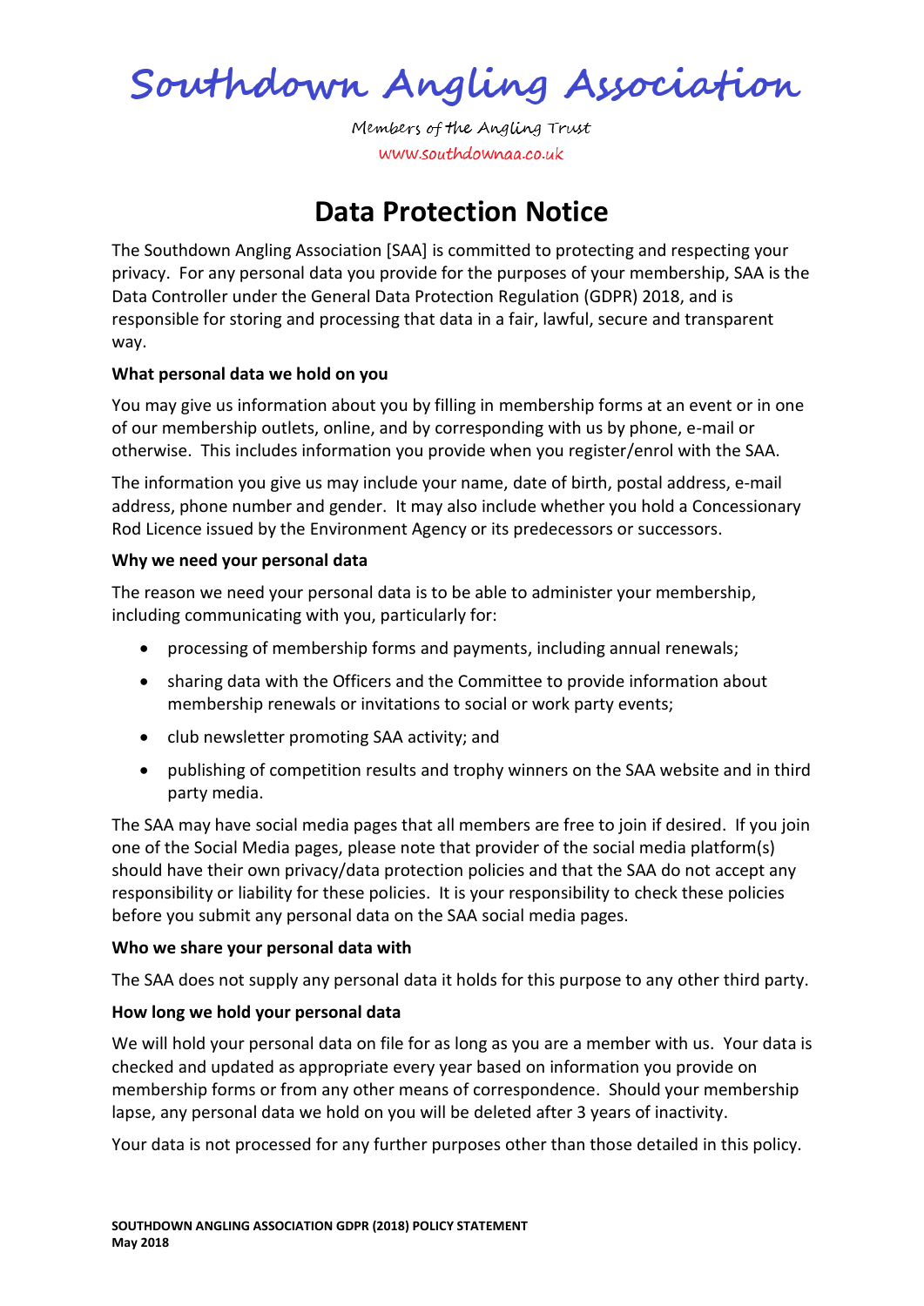# Southdown Angling Association

Members of the Angling Trust

www.southdownaa.co.uk

## Data Protection Notice

The Southdown Angling Association [SAA] is committed to protecting and respecting your privacy. For any personal data you provide for the purposes of your membership, SAA is the Data Controller under the General Data Protection Regulation (GDPR) 2018, and is responsible for storing and processing that data in a fair, lawful, secure and transparent way.

**What personal data we hold on you**

You may give us information about you by filling in membership forms at an event or in one of our membership outlets, online, and by corresponding with us by phone, e-mail or otherwise. This includes information you provide when you register/enrol with the SAA.

The information you give us may include your name, date of birth, postal address, e-mail address, phone number and gender. It may also include whether you hold a Concessionary Rod Licence issued by the Environment Agency or its predecessors or successors.

**Why we need your personal data**

The reason we need your personal data is to be able to administer your membership, including communicating with you, particularly for:

- processing of membership forms and payments, including annual renewals;
- sharing data with the Officers and the Committee to provide information about membership renewals or invitations to social or work party events;
- club newsletter promoting SAA activity; and
- publishing of competition results and trophy winners on the SAA website and in third party media.

The SAA may have social media pages that all members are free to join if desired. If you join one of the Social Media pages, please note that provider of the social media platform(s) should have their own privacy/data protection policies and that the SAA do not accept any responsibility or liability for these policies. It is your responsibility to check these policies before you submit any personal data on the SAA social media pages.

**Who we share your personal data with**

The SAA does not supply any personal data it holds for this purpose to any other third party.

**How long we hold your personal data**

We will hold your personal data on file for as long as you are a member with us. Your data is checked and updated as appropriate every year based on information you provide on membership forms or from any other means of correspondence. Should your membership lapse, any personal data we hold on you will be deleted after 3 years of inactivity.

Your data is not processed for any further purposes other than those detailed in this policy.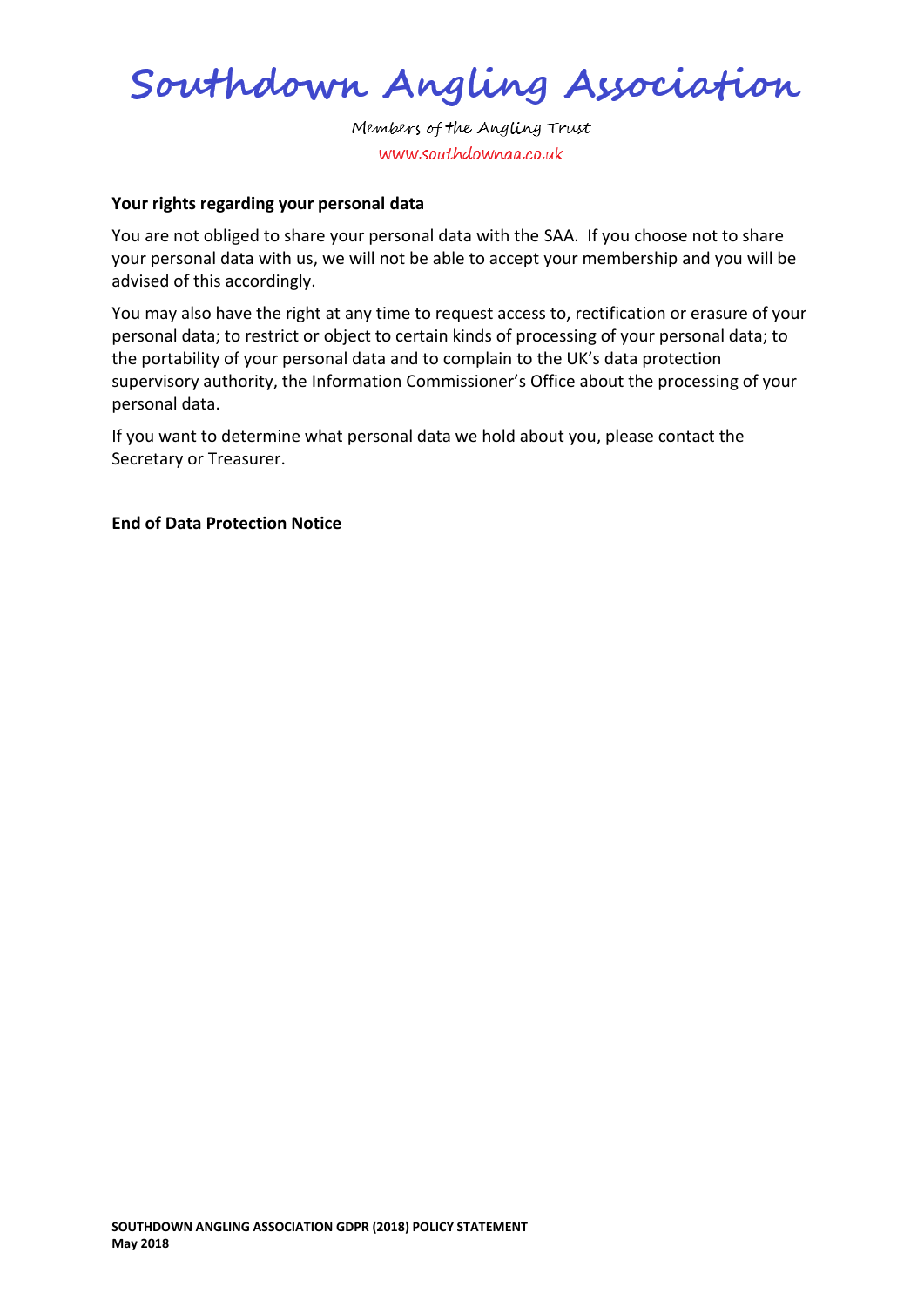**Your rights regarding your personal data**

You are not obliged to share your personal data with the SAA. If you choose not to share your personal data with us, we will not be able to accept your membership and you will be advised of this accordingly.

You may also have the right at any time to request access to, rectification or erasure of your personal data; to restrict or object to certain kinds of processing of your personal data; to the portability of your personal data and to complain to the UK's data protection supervisory authority, the Information Commissioner's Office about the processing of your personal data.

If you want to determine what personal data we hold about you, please contact the Secretary or Treasurer.

**End of Data Protection Notice**